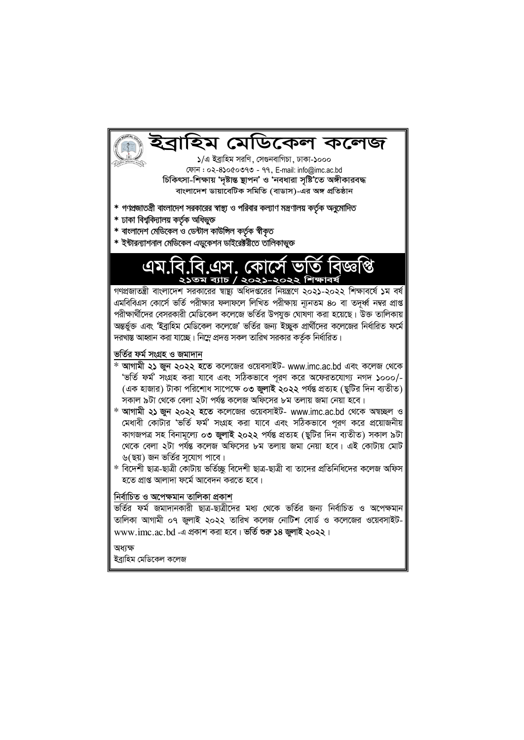# ইব্রাহিম মেডিকেল কলেজ

১/এ ইব্রাহিম সরণি, সেগুনবাগিচা, ঢাকা-১০০০
ফোন : ০২-৪১০৫০৩৭৩ - ৭৭, E-mail: info@imc.ac.bd
**চিকিৎসা-শিক্ষায় 'দৃষ্টান্ত স্থাপন' ও 'নবধারা সৃষ্টি'তে অঙ্গীকারবদ্ধ**
**বাংলাদেশ ডায়াবেটিক সমিতি (বাডাস)-এর অঙ্গ প্রতিষ্ঠান**

* গণপ্রজাতন্ত্রী বাংলাদেশ সরকারের স্বাস্থ্য ও পরিবার কল্যাণ মন্ত্রণালয় কর্তৃক অনুমোদিত
* ঢাকা বিশ্ববিদ্যালয় কর্তৃক অধিভুক্ত
* বাংলাদেশ মেডিকেল ও ডেন্টাল কাউন্সিল কর্তৃক স্বীকৃত
* ইন্টারন্যাশনাল মেডিকেল এডুকেশন ডাইরেক্টরীতে তালিকাভুক্ত

## এম.বি.বি.এস. কোর্সে ভর্তি বিজ্ঞপ্তি

**২১তম ব্যাচ / ২০২১-২০২২ শিক্ষাবর্ষ**

গণপ্রজাতন্ত্রী বাংলাদেশ সরকারের স্বাস্থ্য অধিদপ্তরের নিয়ন্ত্রণে ২০২১-২০২২ শিক্ষাবর্ষে ১ম বর্ষ এমবিবিএস কোর্সে ভর্তি পরীক্ষার ফলাফলে লিখিত পরীক্ষায় ন্যূনতম ৪০ বা তদূর্ধ্ব নম্বর প্রাপ্ত পরীক্ষার্থীদের বেসরকারী মেডিকেল কলেজে ভর্তির উপযুক্ত ঘোষণা করা হয়েছে। উক্ত তালিকায় অন্তর্ভুক্ত এবং 'ইব্রাহিম মেডিকেল কলেজে' ভর্তির জন্য ইচ্ছুক প্রার্থীদের কলেজের নির্ধারিত ফর্মে দরখাস্ত আহ্বান করা যাচ্ছে। নিম্নে প্রদত্ত সকল তারিখ সরকার কর্তৃক নির্ধারিত।

### ভর্তির ফর্ম সংগ্রহ ও জমাদান

* **আগামী ২১ জুন ২০২২ হতে** কলেজের ওয়েবসাইট- www.imc.ac.bd এবং কলেজ থেকে 'ভর্তি ফর্ম' সংগ্রহ করা যাবে এবং সঠিকভাবে পূরণ করে অফেরতযোগ্য নগদ ১০০০/- (এক হাজার) টাকা পরিশোধ সাপেক্ষে **০৩ জুলাই ২০২২** পর্যন্ত প্রত্যহ (ছুটির দিন ব্যতীত) সকাল ৯টা থেকে বেলা ২টা পর্যন্ত কলেজ অফিসের ৮ম তলায় জমা নেয়া হবে।
* **আগামী ২১ জুন ২০২২ হতে** কলেজের ওয়েবসাইট- www.imc.ac.bd থেকে অস্বচ্ছল ও মেধাবী কোটার 'ভর্তি ফর্ম' সংগ্রহ করা যাবে এবং সঠিকভাবে পূরণ করে প্রয়োজনীয় কাগজপত্র সহ বিনামূল্যে **০৩ জুলাই ২০২২** পর্যন্ত প্রত্যহ (ছুটির দিন ব্যতীত) সকাল ৯টা থেকে বেলা ২টা পর্যন্ত কলেজ অফিসের ৮ম তলায় জমা নেয়া হবে। এই কোটায় মোট ৬(ছয়) জন ভর্তির সুযোগ পাবে।
* বিদেশী ছাত্র-ছাত্রী কোটায় ভর্তিচ্ছু বিদেশী ছাত্র-ছাত্রী বা তাদের প্রতিনিধিদের কলেজ অফিস হতে প্রাপ্ত আলাদা ফর্মে আবেদন করতে হবে।

### নির্বাচিত ও অপেক্ষমান তালিকা প্রকাশ

ভর্তির ফর্ম জমাদানকারী ছাত্র-ছাত্রীদের মধ্য থেকে ভর্তির জন্য নির্বাচিত ও অপেক্ষমান তালিকা আগামী ০৭ জুলাই ২০২২ তারিখ কলেজ নোটিশ বোর্ড ও কলেজের ওয়েবসাইট- www.imc.ac.bd -এ প্রকাশ করা হবে। **ভর্তি শুরু ১৪ জুলাই ২০২২।**

অধ্যক্ষ
ইব্রাহিম মেডিকেল কলেজ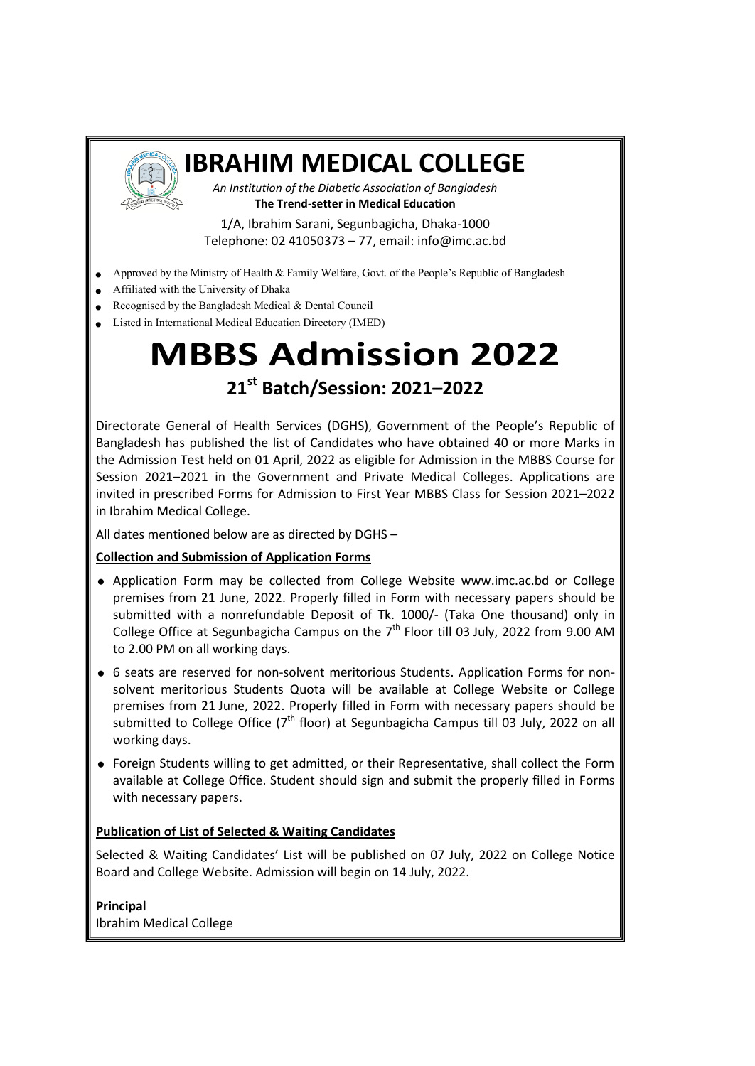# IBRAHIM MEDICAL COLLEGE

*An Institution of the Diabetic Association of Bangladesh*
**The Trend-setter in Medical Education**

1/A, Ibrahim Sarani, Segunbagicha, Dhaka-1000
Telephone: 02 41050373 – 77, email: info@imc.ac.bd

- Approved by the Ministry of Health & Family Welfare, Govt. of the People's Republic of Bangladesh
- Affiliated with the University of Dhaka
- Recognised by the Bangladesh Medical & Dental Council
- Listed in International Medical Education Directory (IMED)

# MBBS Admission 2022

## 21st Batch/Session: 2021–2022

Directorate General of Health Services (DGHS), Government of the People's Republic of Bangladesh has published the list of Candidates who have obtained 40 or more Marks in the Admission Test held on 01 April, 2022 as eligible for Admission in the MBBS Course for Session 2021–2021 in the Government and Private Medical Colleges. Applications are invited in prescribed Forms for Admission to First Year MBBS Class for Session 2021–2022 in Ibrahim Medical College.

All dates mentioned below are as directed by DGHS –

**Collection and Submission of Application Forms**

- Application Form may be collected from College Website www.imc.ac.bd or College premises from 21 June, 2022. Properly filled in Form with necessary papers should be submitted with a nonrefundable Deposit of Tk. 1000/- (Taka One thousand) only in College Office at Segunbagicha Campus on the 7th Floor till 03 July, 2022 from 9.00 AM to 2.00 PM on all working days.
- 6 seats are reserved for non-solvent meritorious Students. Application Forms for non-solvent meritorious Students Quota will be available at College Website or College premises from 21 June, 2022. Properly filled in Form with necessary papers should be submitted to College Office (7th floor) at Segunbagicha Campus till 03 July, 2022 on all working days.
- Foreign Students willing to get admitted, or their Representative, shall collect the Form available at College Office. Student should sign and submit the properly filled in Forms with necessary papers.

**Publication of List of Selected & Waiting Candidates**

Selected & Waiting Candidates' List will be published on 07 July, 2022 on College Notice Board and College Website. Admission will begin on 14 July, 2022.

**Principal**
Ibrahim Medical College